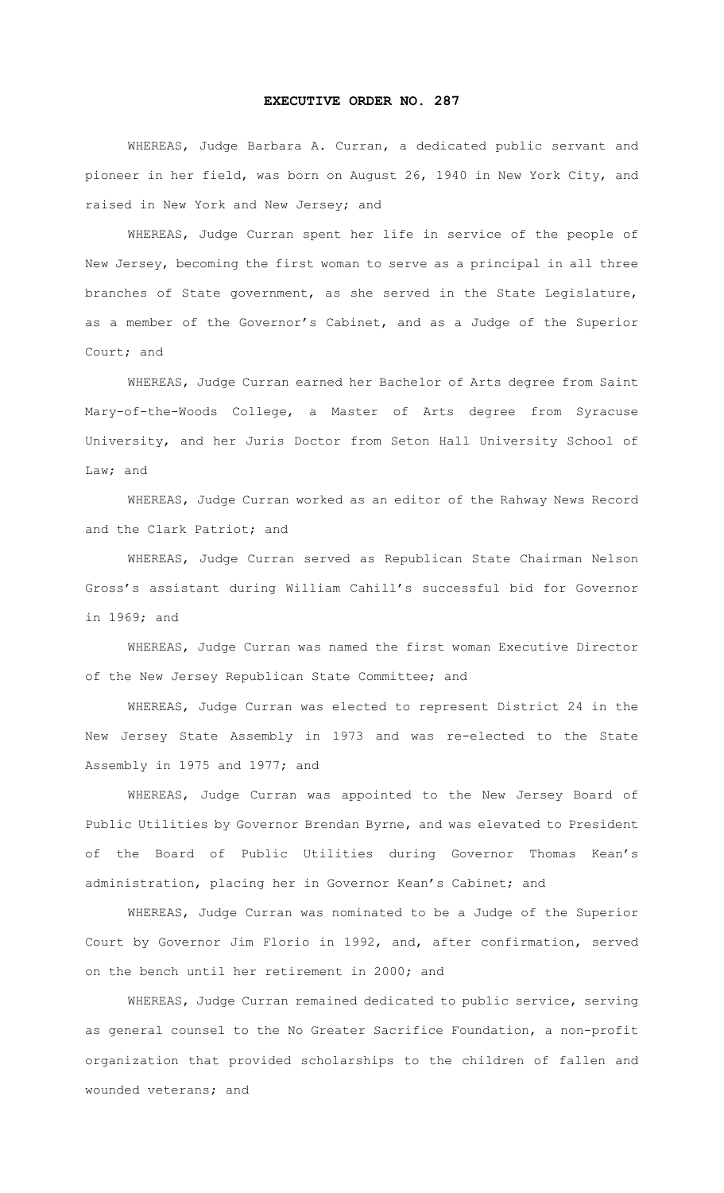# EXECUTIVE ORDER NO. 287

WHEREAS, Judge Barbara A. Curran, a dedicated public servant and pioneer in her field, was born on August 26, 1940 in New York City, and raised in New York and New Jersey; and

WHEREAS, Judge Curran spent her life in service of the people of New Jersey, becoming the first woman to serve as a principal in all three branches of State government, as she served in the State Legislature, as a member of the Governor's Cabinet, and as a Judge of the Superior Court; and

WHEREAS, Judge Curran earned her Bachelor of Arts degree from Saint Mary-of-the-Woods College, a Master of Arts degree from Syracuse University, and her Juris Doctor from Seton Hall University School of Law; and

WHEREAS, Judge Curran worked as an editor of the Rahway News Record and the Clark Patriot; and

WHEREAS, Judge Curran served as Republican State Chairman Nelson Gross's assistant during William Cahill's successful bid for Governor in 1969; and

WHEREAS, Judge Curran was named the first woman Executive Director of the New Jersey Republican State Committee; and

WHEREAS, Judge Curran was elected to represent District 24 in the New Jersey State Assembly in 1973 and was re-elected to the State Assembly in 1975 and 1977; and

WHEREAS, Judge Curran was appointed to the New Jersey Board of Public Utilities by Governor Brendan Byrne, and was elevated to President of the Board of Public Utilities during Governor Thomas Kean's administration, placing her in Governor Kean's Cabinet; and

WHEREAS, Judge Curran was nominated to be a Judge of the Superior Court by Governor Jim Florio in 1992, and, after confirmation, served on the bench until her retirement in 2000; and

WHEREAS, Judge Curran remained dedicated to public service, serving as general counsel to the No Greater Sacrifice Foundation, a non-profit organization that provided scholarships to the children of fallen and wounded veterans; and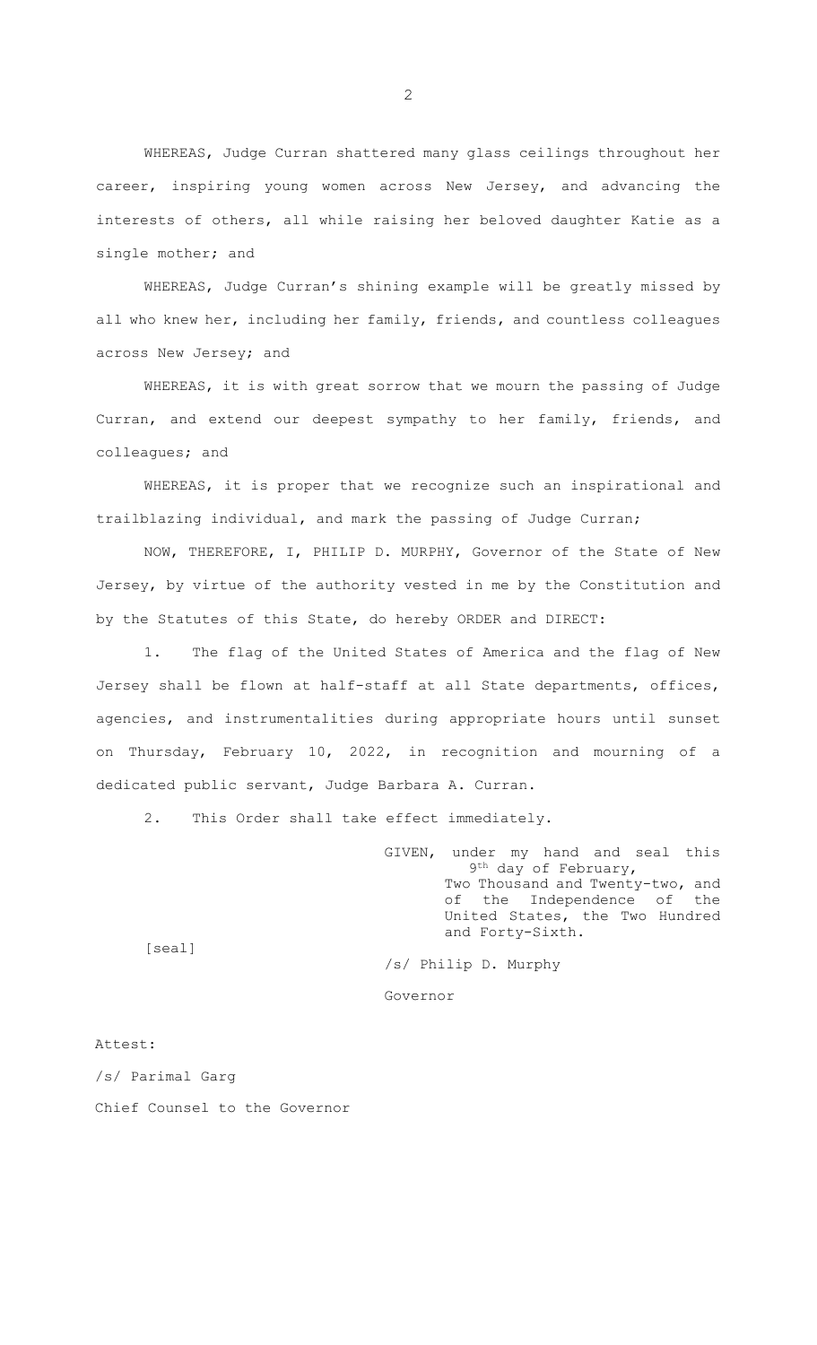WHEREAS, Judge Curran shattered many glass ceilings throughout her career, inspiring young women across New Jersey, and advancing the interests of others, all while raising her beloved daughter Katie as a single mother; and

WHEREAS, Judge Curran's shining example will be greatly missed by all who knew her, including her family, friends, and countless colleagues across New Jersey; and

WHEREAS, it is with great sorrow that we mourn the passing of Judge Curran, and extend our deepest sympathy to her family, friends, and colleagues; and

WHEREAS, it is proper that we recognize such an inspirational and trailblazing individual, and mark the passing of Judge Curran;

NOW, THEREFORE, I, PHILIP D. MURPHY, Governor of the State of New Jersey, by virtue of the authority vested in me by the Constitution and by the Statutes of this State, do hereby ORDER and DIRECT:

1. The flag of the United States of America and the flag of New Jersey shall be flown at half-staff at all State departments, offices, agencies, and instrumentalities during appropriate hours until sunset on Thursday, February 10, 2022, in recognition and mourning of a dedicated public servant, Judge Barbara A. Curran.

2. This Order shall take effect immediately.

GIVEN, under my hand and seal this 9th day of February, Two Thousand and Twenty-two, and of the Independence of the United States, the Two Hundred and Forty-Sixth.

[seal]

/s/ Philip D. Murphy

Governor

Attest:

/s/ Parimal Garg

Chief Counsel to the Governor